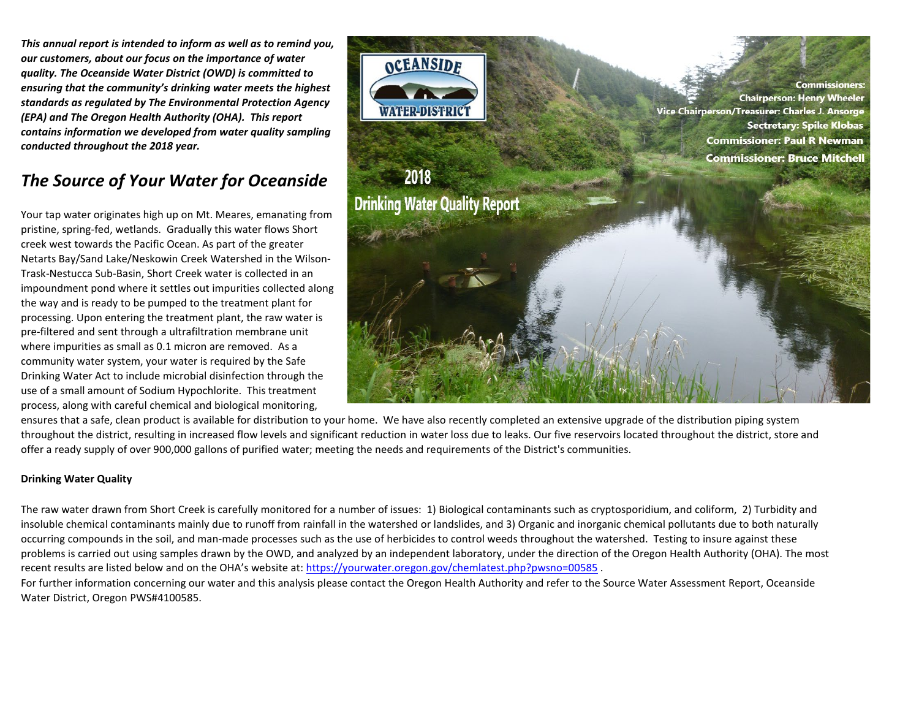***This annual report is intended to inform as well as to remind you, our customers, about our focus on the importance of water quality. The Oceanside Water District (OWD) is committed to ensuring that the community's drinking water meets the highest standards as regulated by The Environmental Protection Agency (EPA) and The Oregon Health Authority (OHA). This report contains information we developed from water quality sampling conducted throughout the 2018 year.***

OCEANSIDE WATER-DISTRICT

2018
Drinking Water Quality Report

**Commissioners:**
**Chairperson: Henry Wheeler**
**Vice Chairperson/Treasurer: Charles J. Ansorge**
**Sectretary: Spike Klobas**
**Commissioner: Paul R Newman**
**Commissioner: Bruce Mitchell**

## *The Source of Your Water for Oceanside*

Your tap water originates high up on Mt. Meares, emanating from pristine, spring-fed, wetlands. Gradually this water flows Short creek west towards the Pacific Ocean. As part of the greater Netarts Bay/Sand Lake/Neskowin Creek Watershed in the Wilson-Trask-Nestucca Sub-Basin, Short Creek water is collected in an impoundment pond where it settles out impurities collected along the way and is ready to be pumped to the treatment plant for processing. Upon entering the treatment plant, the raw water is pre-filtered and sent through a ultrafiltration membrane unit where impurities as small as 0.1 micron are removed. As a community water system, your water is required by the Safe Drinking Water Act to include microbial disinfection through the use of a small amount of Sodium Hypochlorite. This treatment process, along with careful chemical and biological monitoring, ensures that a safe, clean product is available for distribution to your home. We have also recently completed an extensive upgrade of the distribution piping system throughout the district, resulting in increased flow levels and significant reduction in water loss due to leaks. Our five reservoirs located throughout the district, store and offer a ready supply of over 900,000 gallons of purified water; meeting the needs and requirements of the District's communities.

**Drinking Water Quality**

The raw water drawn from Short Creek is carefully monitored for a number of issues: 1) Biological contaminants such as cryptosporidium, and coliform, 2) Turbidity and insoluble chemical contaminants mainly due to runoff from rainfall in the watershed or landslides, and 3) Organic and inorganic chemical pollutants due to both naturally occurring compounds in the soil, and man-made processes such as the use of herbicides to control weeds throughout the watershed. Testing to insure against these problems is carried out using samples drawn by the OWD, and analyzed by an independent laboratory, under the direction of the Oregon Health Authority (OHA). The most recent results are listed below and on the OHA's website at: https://yourwater.oregon.gov/chemlatest.php?pwsno=00585 .

For further information concerning our water and this analysis please contact the Oregon Health Authority and refer to the Source Water Assessment Report, Oceanside Water District, Oregon PWS#4100585.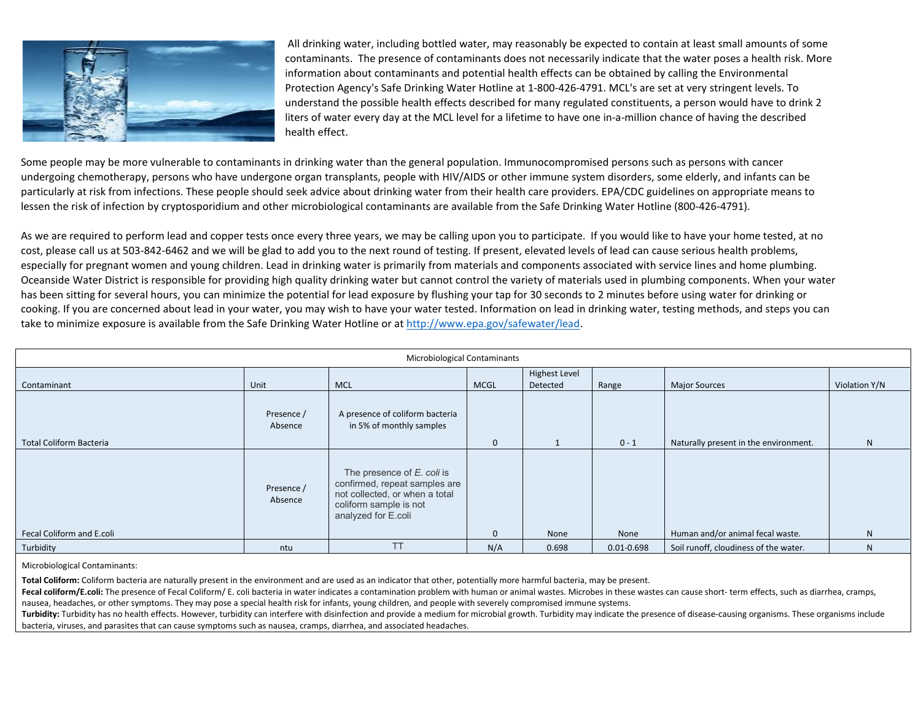All drinking water, including bottled water, may reasonably be expected to contain at least small amounts of some contaminants. The presence of contaminants does not necessarily indicate that the water poses a health risk. More information about contaminants and potential health effects can be obtained by calling the Environmental Protection Agency's Safe Drinking Water Hotline at 1-800-426-4791. MCL's are set at very stringent levels. To understand the possible health effects described for many regulated constituents, a person would have to drink 2 liters of water every day at the MCL level for a lifetime to have one in-a-million chance of having the described health effect.

Some people may be more vulnerable to contaminants in drinking water than the general population. Immunocompromised persons such as persons with cancer undergoing chemotherapy, persons who have undergone organ transplants, people with HIV/AIDS or other immune system disorders, some elderly, and infants can be particularly at risk from infections. These people should seek advice about drinking water from their health care providers. EPA/CDC guidelines on appropriate means to lessen the risk of infection by cryptosporidium and other microbiological contaminants are available from the Safe Drinking Water Hotline (800-426-4791).

As we are required to perform lead and copper tests once every three years, we may be calling upon you to participate. If you would like to have your home tested, at no cost, please call us at 503-842-6462 and we will be glad to add you to the next round of testing. If present, elevated levels of lead can cause serious health problems, especially for pregnant women and young children. Lead in drinking water is primarily from materials and components associated with service lines and home plumbing. Oceanside Water District is responsible for providing high quality drinking water but cannot control the variety of materials used in plumbing components. When your water has been sitting for several hours, you can minimize the potential for lead exposure by flushing your tap for 30 seconds to 2 minutes before using water for drinking or cooking. If you are concerned about lead in your water, you may wish to have your water tested. Information on lead in drinking water, testing methods, and steps you can take to minimize exposure is available from the Safe Drinking Water Hotline or at http://www.epa.gov/safewater/lead.

| Microbiological Contaminants | | | | | | | |
|---|---|---|---|---|---|---|---|
| Contaminant | Unit | MCL | MCGL | Highest Level Detected | Range | Major Sources | Violation Y/N |
| Total Coliform Bacteria | Presence / Absence | A presence of coliform bacteria in 5% of monthly samples | 0 | 1 | 0 - 1 | Naturally present in the environment. | N |
| Fecal Coliform and E.coli | Presence / Absence | The presence of *E. coli* is confirmed, repeat samples are not collected, or when a total coliform sample is not analyzed for E.coli | 0 | None | None | Human and/or animal fecal waste. | N |
| Turbidity | ntu | TT | N/A | 0.698 | 0.01-0.698 | Soil runoff, cloudiness of the water. | N |

Microbiological Contaminants:

**Total Coliform:** Coliform bacteria are naturally present in the environment and are used as an indicator that other, potentially more harmful bacteria, may be present.

**Fecal coliform/E.coli:** The presence of Fecal Coliform/ E. coli bacteria in water indicates a contamination problem with human or animal wastes. Microbes in these wastes can cause short- term effects, such as diarrhea, cramps, nausea, headaches, or other symptoms. They may pose a special health risk for infants, young children, and people with severely compromised immune systems.

**Turbidity:** Turbidity has no health effects. However, turbidity can interfere with disinfection and provide a medium for microbial growth. Turbidity may indicate the presence of disease-causing organisms. These organisms include bacteria, viruses, and parasites that can cause symptoms such as nausea, cramps, diarrhea, and associated headaches.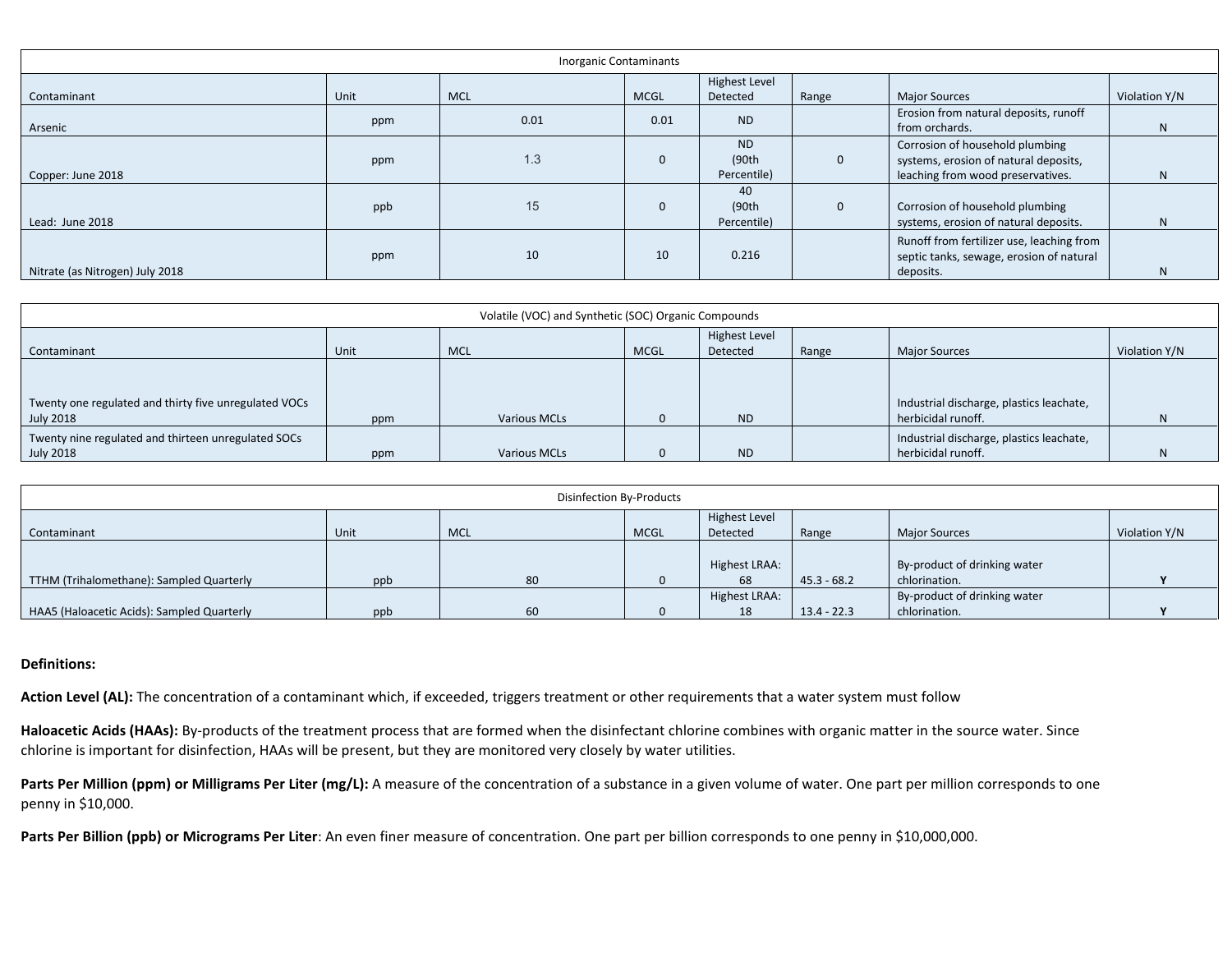| Inorganic Contaminants | | | | | | | |
|---|---|---|---|---|---|---|---|
| Contaminant | Unit | MCL | MCGL | Highest Level Detected | Range | Major Sources | Violation Y/N |
| Arsenic | ppm | 0.01 | 0.01 | ND | | Erosion from natural deposits, runoff from orchards. | N |
| Copper: June 2018 | ppm | 1.3 | 0 | ND (90th Percentile) | 0 | Corrosion of household plumbing systems, erosion of natural deposits, leaching from wood preservatives. | N |
| Lead: June 2018 | ppb | 15 | 0 | 40 (90th Percentile) | 0 | Corrosion of household plumbing systems, erosion of natural deposits. | N |
| Nitrate (as Nitrogen) July 2018 | ppm | 10 | 10 | 0.216 | | Runoff from fertilizer use, leaching from septic tanks, sewage, erosion of natural deposits. | N |

| Volatile (VOC) and Synthetic (SOC) Organic Compounds | | | | | | | |
|---|---|---|---|---|---|---|---|
| Contaminant | Unit | MCL | MCGL | Highest Level Detected | Range | Major Sources | Violation Y/N |
| Twenty one regulated and thirty five unregulated VOCs July 2018 | ppm | Various MCLs | 0 | ND | | Industrial discharge, plastics leachate, herbicidal runoff. | N |
| Twenty nine regulated and thirteen unregulated SOCs July 2018 | ppm | Various MCLs | 0 | ND | | Industrial discharge, plastics leachate, herbicidal runoff. | N |

| Disinfection By-Products | | | | | | | |
|---|---|---|---|---|---|---|---|
| Contaminant | Unit | MCL | MCGL | Highest Level Detected | Range | Major Sources | Violation Y/N |
| TTHM (Trihalomethane): Sampled Quarterly | ppb | 80 | 0 | Highest LRAA: 68 | 45.3 - 68.2 | By-product of drinking water chlorination. | **Y** |
| HAA5 (Haloacetic Acids): Sampled Quarterly | ppb | 60 | 0 | Highest LRAA: 18 | 13.4 - 22.3 | By-product of drinking water chlorination. | **Y** |

**Definitions:**

**Action Level (AL):** The concentration of a contaminant which, if exceeded, triggers treatment or other requirements that a water system must follow

**Haloacetic Acids (HAAs):** By-products of the treatment process that are formed when the disinfectant chlorine combines with organic matter in the source water. Since chlorine is important for disinfection, HAAs will be present, but they are monitored very closely by water utilities.

**Parts Per Million (ppm) or Milligrams Per Liter (mg/L):** A measure of the concentration of a substance in a given volume of water. One part per million corresponds to one penny in $10,000.

**Parts Per Billion (ppb) or Micrograms Per Liter**: An even finer measure of concentration. One part per billion corresponds to one penny in $10,000,000.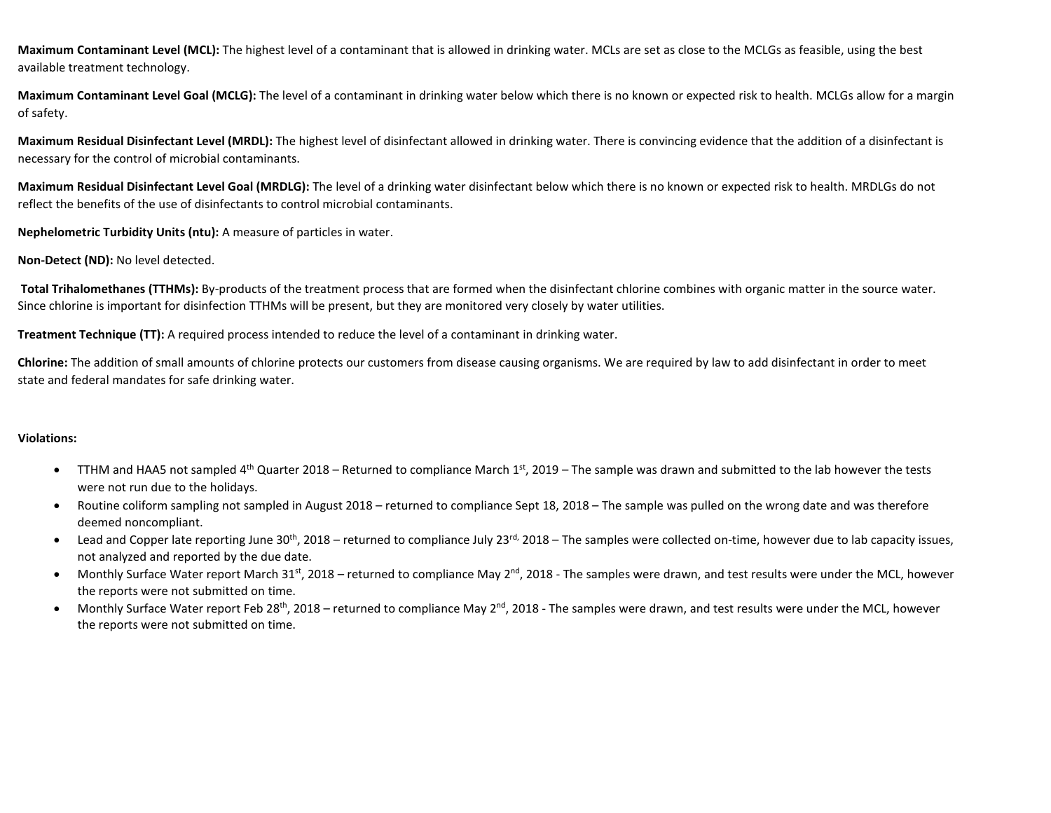**Maximum Contaminant Level (MCL):** The highest level of a contaminant that is allowed in drinking water. MCLs are set as close to the MCLGs as feasible, using the best available treatment technology.

**Maximum Contaminant Level Goal (MCLG):** The level of a contaminant in drinking water below which there is no known or expected risk to health. MCLGs allow for a margin of safety.

**Maximum Residual Disinfectant Level (MRDL):** The highest level of disinfectant allowed in drinking water. There is convincing evidence that the addition of a disinfectant is necessary for the control of microbial contaminants.

**Maximum Residual Disinfectant Level Goal (MRDLG):** The level of a drinking water disinfectant below which there is no known or expected risk to health. MRDLGs do not reflect the benefits of the use of disinfectants to control microbial contaminants.

**Nephelometric Turbidity Units (ntu):** A measure of particles in water.

**Non-Detect (ND):** No level detected.

**Total Trihalomethanes (TTHMs):** By-products of the treatment process that are formed when the disinfectant chlorine combines with organic matter in the source water. Since chlorine is important for disinfection TTHMs will be present, but they are monitored very closely by water utilities.

**Treatment Technique (TT):** A required process intended to reduce the level of a contaminant in drinking water.

**Chlorine:** The addition of small amounts of chlorine protects our customers from disease causing organisms. We are required by law to add disinfectant in order to meet state and federal mandates for safe drinking water.

**Violations:**

- TTHM and HAA5 not sampled 4th Quarter 2018 – Returned to compliance March 1st, 2019 – The sample was drawn and submitted to the lab however the tests were not run due to the holidays.
- Routine coliform sampling not sampled in August 2018 – returned to compliance Sept 18, 2018 – The sample was pulled on the wrong date and was therefore deemed noncompliant.
- Lead and Copper late reporting June 30th, 2018 – returned to compliance July 23rd, 2018 – The samples were collected on-time, however due to lab capacity issues, not analyzed and reported by the due date.
- Monthly Surface Water report March 31st, 2018 – returned to compliance May 2nd, 2018 - The samples were drawn, and test results were under the MCL, however the reports were not submitted on time.
- Monthly Surface Water report Feb 28th, 2018 – returned to compliance May 2nd, 2018 - The samples were drawn, and test results were under the MCL, however the reports were not submitted on time.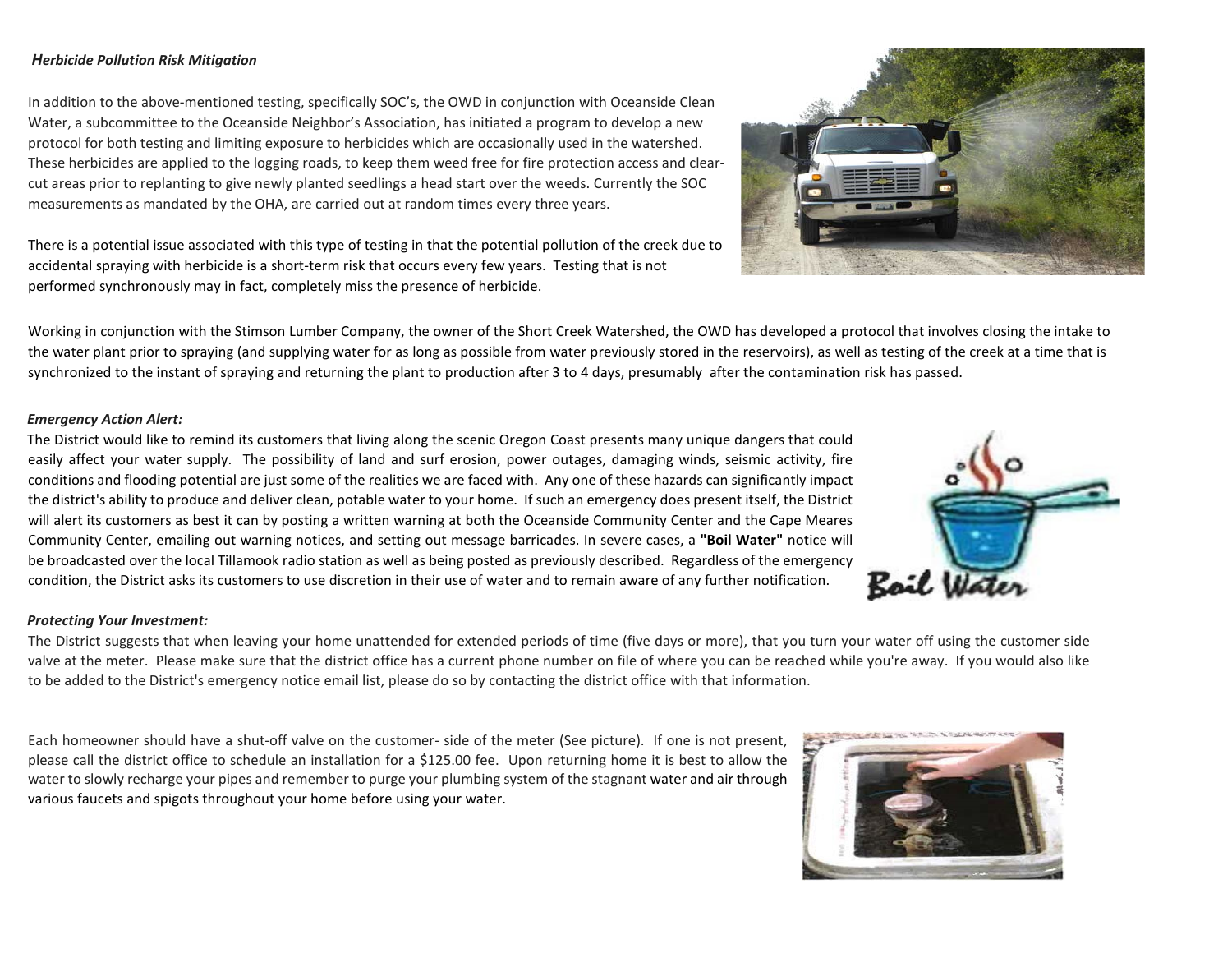***Herbicide Pollution Risk Mitigation***

In addition to the above-mentioned testing, specifically SOC's, the OWD in conjunction with Oceanside Clean Water, a subcommittee to the Oceanside Neighbor's Association, has initiated a program to develop a new protocol for both testing and limiting exposure to herbicides which are occasionally used in the watershed. These herbicides are applied to the logging roads, to keep them weed free for fire protection access and clear-cut areas prior to replanting to give newly planted seedlings a head start over the weeds. Currently the SOC measurements as mandated by the OHA, are carried out at random times every three years.

There is a potential issue associated with this type of testing in that the potential pollution of the creek due to accidental spraying with herbicide is a short-term risk that occurs every few years. Testing that is not performed synchronously may in fact, completely miss the presence of herbicide.

Working in conjunction with the Stimson Lumber Company, the owner of the Short Creek Watershed, the OWD has developed a protocol that involves closing the intake to the water plant prior to spraying (and supplying water for as long as possible from water previously stored in the reservoirs), as well as testing of the creek at a time that is synchronized to the instant of spraying and returning the plant to production after 3 to 4 days, presumably after the contamination risk has passed.

***Emergency Action Alert:***

The District would like to remind its customers that living along the scenic Oregon Coast presents many unique dangers that could easily affect your water supply. The possibility of land and surf erosion, power outages, damaging winds, seismic activity, fire conditions and flooding potential are just some of the realities we are faced with. Any one of these hazards can significantly impact the district's ability to produce and deliver clean, potable water to your home. If such an emergency does present itself, the District will alert its customers as best it can by posting a written warning at both the Oceanside Community Center and the Cape Meares Community Center, emailing out warning notices, and setting out message barricades. In severe cases, a **"Boil Water"** notice will be broadcasted over the local Tillamook radio station as well as being posted as previously described. Regardless of the emergency condition, the District asks its customers to use discretion in their use of water and to remain aware of any further notification.

***Protecting Your Investment:***

The District suggests that when leaving your home unattended for extended periods of time (five days or more), that you turn your water off using the customer side valve at the meter. Please make sure that the district office has a current phone number on file of where you can be reached while you're away. If you would also like to be added to the District's emergency notice email list, please do so by contacting the district office with that information.

Each homeowner should have a shut-off valve on the customer- side of the meter (See picture). If one is not present, please call the district office to schedule an installation for a $125.00 fee. Upon returning home it is best to allow the water to slowly recharge your pipes and remember to purge your plumbing system of the stagnant water and air through various faucets and spigots throughout your home before using your water.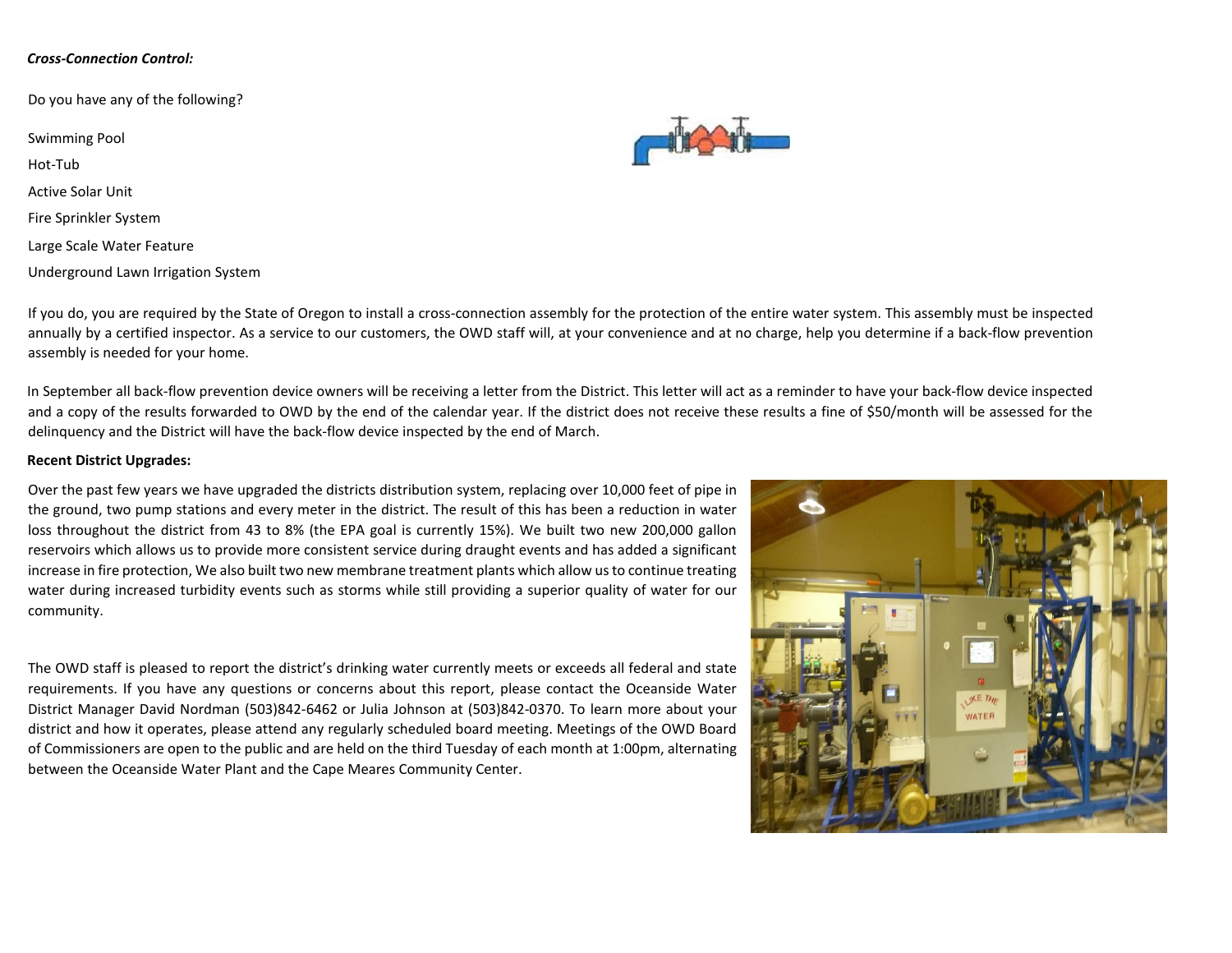***Cross-Connection Control:***

Do you have any of the following?

Swimming Pool

Hot-Tub

Active Solar Unit

Fire Sprinkler System

Large Scale Water Feature

Underground Lawn Irrigation System

If you do, you are required by the State of Oregon to install a cross-connection assembly for the protection of the entire water system. This assembly must be inspected annually by a certified inspector. As a service to our customers, the OWD staff will, at your convenience and at no charge, help you determine if a back-flow prevention assembly is needed for your home.

In September all back-flow prevention device owners will be receiving a letter from the District. This letter will act as a reminder to have your back-flow device inspected and a copy of the results forwarded to OWD by the end of the calendar year. If the district does not receive these results a fine of $50/month will be assessed for the delinquency and the District will have the back-flow device inspected by the end of March.

**Recent District Upgrades:**

Over the past few years we have upgraded the districts distribution system, replacing over 10,000 feet of pipe in the ground, two pump stations and every meter in the district. The result of this has been a reduction in water loss throughout the district from 43 to 8% (the EPA goal is currently 15%). We built two new 200,000 gallon reservoirs which allows us to provide more consistent service during draught events and has added a significant increase in fire protection, We also built two new membrane treatment plants which allow us to continue treating water during increased turbidity events such as storms while still providing a superior quality of water for our community.

The OWD staff is pleased to report the district's drinking water currently meets or exceeds all federal and state requirements. If you have any questions or concerns about this report, please contact the Oceanside Water District Manager David Nordman (503)842-6462 or Julia Johnson at (503)842-0370. To learn more about your district and how it operates, please attend any regularly scheduled board meeting. Meetings of the OWD Board of Commissioners are open to the public and are held on the third Tuesday of each month at 1:00pm, alternating between the Oceanside Water Plant and the Cape Meares Community Center.